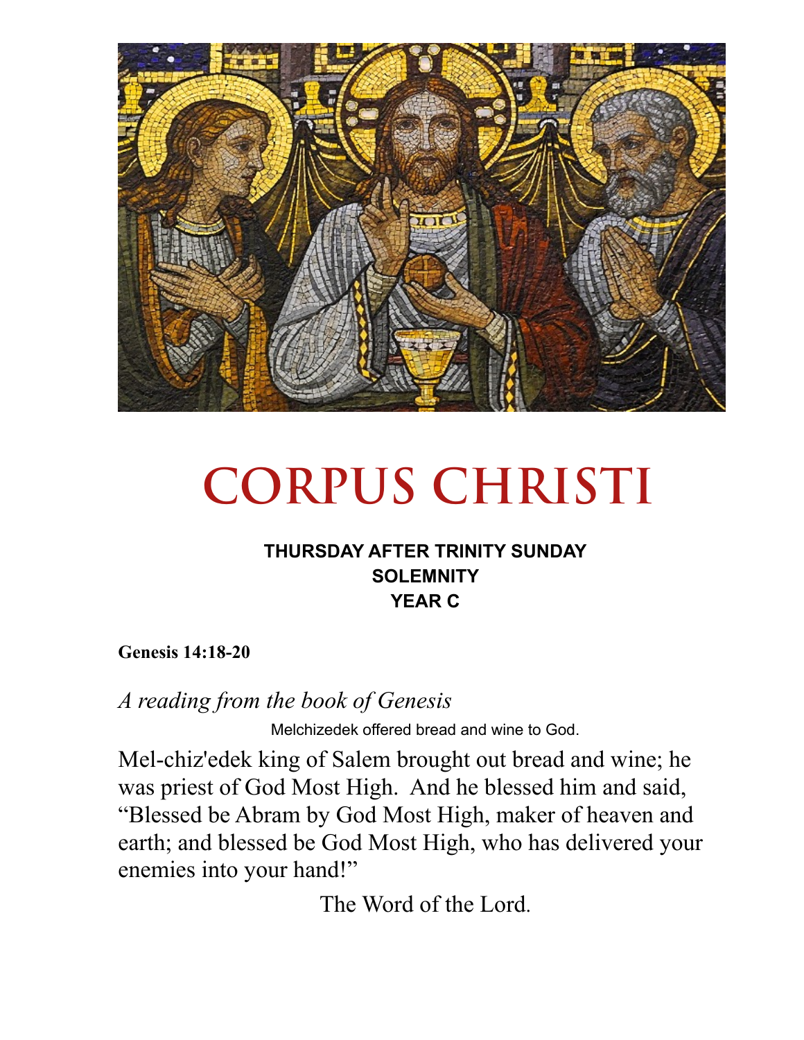# CORPUS CHRISTI

**THURSDAY AFTER TRINITY SUNDAY**
**SOLEMNITY**
**YEAR C**

**Genesis 14:18-20**

*A reading from the book of Genesis*

Melchizedek offered bread and wine to God.

Mel-chiz'edek king of Salem brought out bread and wine; he was priest of God Most High. And he blessed him and said, "Blessed be Abram by God Most High, maker of heaven and earth; and blessed be God Most High, who has delivered your enemies into your hand!"

The Word of the Lord.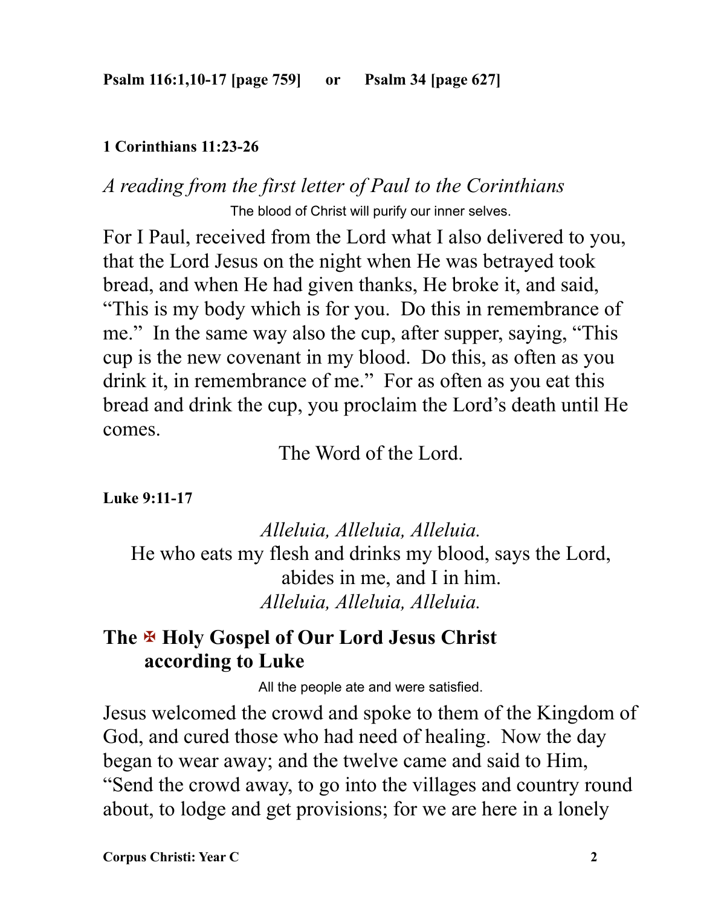**Psalm 116:1,10-17 [page 759]  or  Psalm 34 [page 627]**

**1 Corinthians 11:23-26**

*A reading from the first letter of Paul to the Corinthians*

The blood of Christ will purify our inner selves.

For I Paul, received from the Lord what I also delivered to you, that the Lord Jesus on the night when He was betrayed took bread, and when He had given thanks, He broke it, and said, "This is my body which is for you. Do this in remembrance of me." In the same way also the cup, after supper, saying, "This cup is the new covenant in my blood. Do this, as often as you drink it, in remembrance of me." For as often as you eat this bread and drink the cup, you proclaim the Lord's death until He comes.

The Word of the Lord.

**Luke 9:11-17**

*Alleluia, Alleluia, Alleluia.*
He who eats my flesh and drinks my blood, says the Lord,
abides in me, and I in him.
*Alleluia, Alleluia, Alleluia.*

## The ✠ Holy Gospel of Our Lord Jesus Christ according to Luke

All the people ate and were satisfied.

Jesus welcomed the crowd and spoke to them of the Kingdom of God, and cured those who had need of healing. Now the day began to wear away; and the twelve came and said to Him, "Send the crowd away, to go into the villages and country round about, to lodge and get provisions; for we are here in a lonely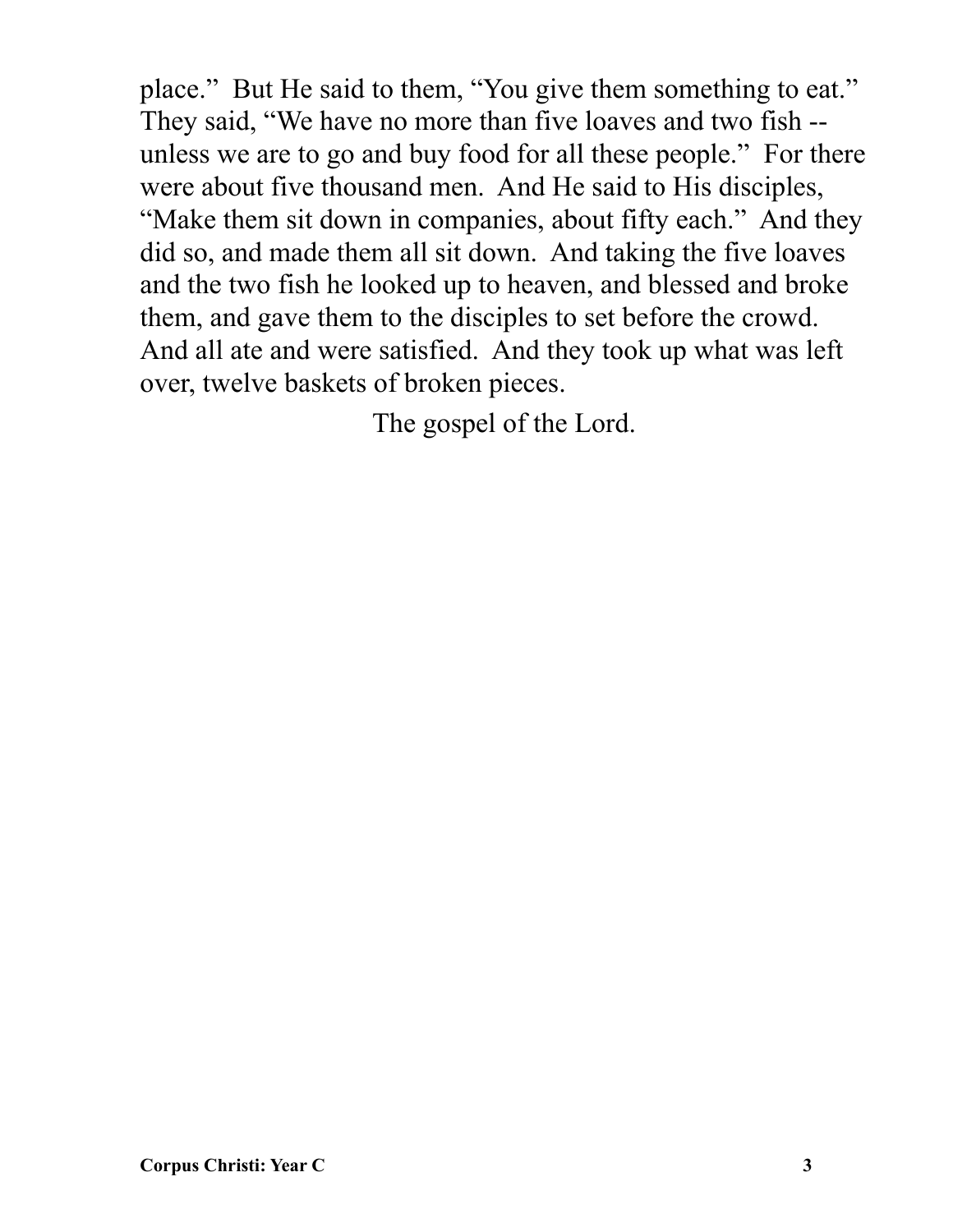place." But He said to them, "You give them something to eat." They said, "We have no more than five loaves and two fish -- unless we are to go and buy food for all these people." For there were about five thousand men. And He said to His disciples, "Make them sit down in companies, about fifty each." And they did so, and made them all sit down. And taking the five loaves and the two fish he looked up to heaven, and blessed and broke them, and gave them to the disciples to set before the crowd. And all ate and were satisfied. And they took up what was left over, twelve baskets of broken pieces.

The gospel of the Lord.